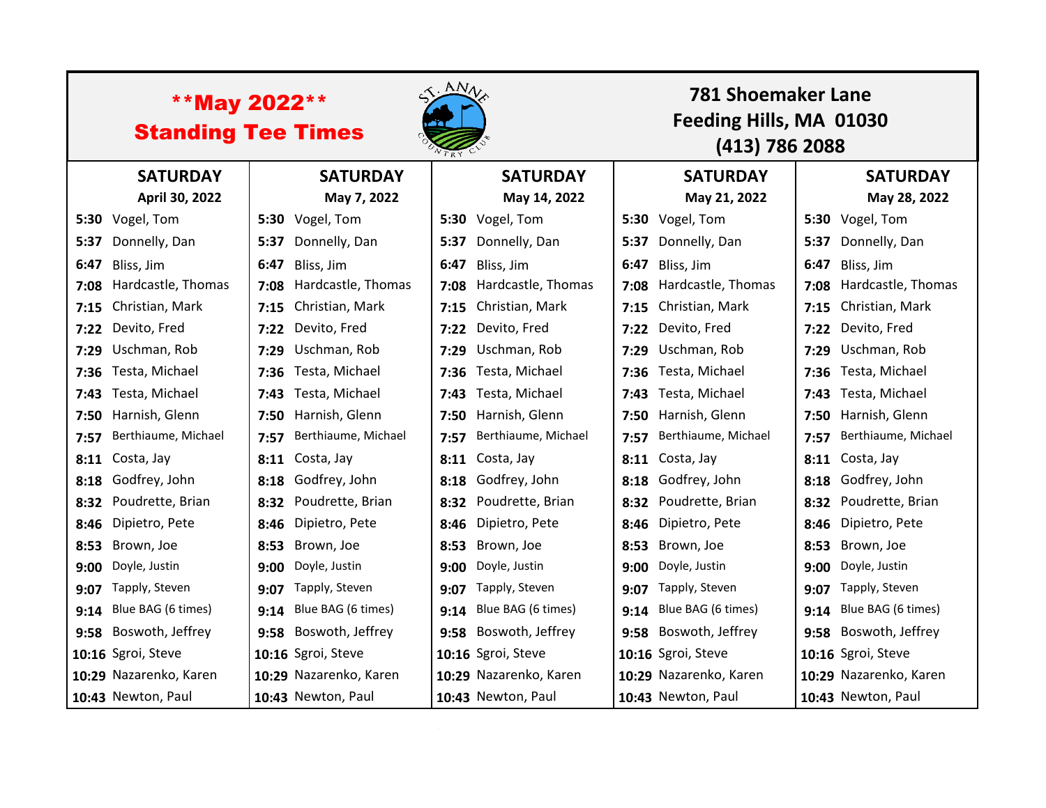# **May 2022** Standing Tee Times

**781 Shoemaker Lane**
**Feeding Hills, MA 01030**
**(413) 786 2088**

| SATURDAY April 30, 2022 | | SATURDAY May 7, 2022 | | SATURDAY May 14, 2022 | | SATURDAY May 21, 2022 | | SATURDAY May 28, 2022 | |
|---|---|---|---|---|---|---|---|---|---|
| **5:30** | Vogel, Tom | **5:30** | Vogel, Tom | **5:30** | Vogel, Tom | **5:30** | Vogel, Tom | **5:30** | Vogel, Tom |
| **5:37** | Donnelly, Dan | **5:37** | Donnelly, Dan | **5:37** | Donnelly, Dan | **5:37** | Donnelly, Dan | **5:37** | Donnelly, Dan |
| **6:47** | Bliss, Jim | **6:47** | Bliss, Jim | **6:47** | Bliss, Jim | **6:47** | Bliss, Jim | **6:47** | Bliss, Jim |
| **7:08** | Hardcastle, Thomas | **7:08** | Hardcastle, Thomas | **7:08** | Hardcastle, Thomas | **7:08** | Hardcastle, Thomas | **7:08** | Hardcastle, Thomas |
| **7:15** | Christian, Mark | **7:15** | Christian, Mark | **7:15** | Christian, Mark | **7:15** | Christian, Mark | **7:15** | Christian, Mark |
| **7:22** | Devito, Fred | **7:22** | Devito, Fred | **7:22** | Devito, Fred | **7:22** | Devito, Fred | **7:22** | Devito, Fred |
| **7:29** | Uschman, Rob | **7:29** | Uschman, Rob | **7:29** | Uschman, Rob | **7:29** | Uschman, Rob | **7:29** | Uschman, Rob |
| **7:36** | Testa, Michael | **7:36** | Testa, Michael | **7:36** | Testa, Michael | **7:36** | Testa, Michael | **7:36** | Testa, Michael |
| **7:43** | Testa, Michael | **7:43** | Testa, Michael | **7:43** | Testa, Michael | **7:43** | Testa, Michael | **7:43** | Testa, Michael |
| **7:50** | Harnish, Glenn | **7:50** | Harnish, Glenn | **7:50** | Harnish, Glenn | **7:50** | Harnish, Glenn | **7:50** | Harnish, Glenn |
| **7:57** | Berthiaume, Michael | **7:57** | Berthiaume, Michael | **7:57** | Berthiaume, Michael | **7:57** | Berthiaume, Michael | **7:57** | Berthiaume, Michael |
| **8:11** | Costa, Jay | **8:11** | Costa, Jay | **8:11** | Costa, Jay | **8:11** | Costa, Jay | **8:11** | Costa, Jay |
| **8:18** | Godfrey, John | **8:18** | Godfrey, John | **8:18** | Godfrey, John | **8:18** | Godfrey, John | **8:18** | Godfrey, John |
| **8:32** | Poudrette, Brian | **8:32** | Poudrette, Brian | **8:32** | Poudrette, Brian | **8:32** | Poudrette, Brian | **8:32** | Poudrette, Brian |
| **8:46** | Dipietro, Pete | **8:46** | Dipietro, Pete | **8:46** | Dipietro, Pete | **8:46** | Dipietro, Pete | **8:46** | Dipietro, Pete |
| **8:53** | Brown, Joe | **8:53** | Brown, Joe | **8:53** | Brown, Joe | **8:53** | Brown, Joe | **8:53** | Brown, Joe |
| **9:00** | Doyle, Justin | **9:00** | Doyle, Justin | **9:00** | Doyle, Justin | **9:00** | Doyle, Justin | **9:00** | Doyle, Justin |
| **9:07** | Tapply, Steven | **9:07** | Tapply, Steven | **9:07** | Tapply, Steven | **9:07** | Tapply, Steven | **9:07** | Tapply, Steven |
| **9:14** | Blue BAG (6 times) | **9:14** | Blue BAG (6 times) | **9:14** | Blue BAG (6 times) | **9:14** | Blue BAG (6 times) | **9:14** | Blue BAG (6 times) |
| **9:58** | Boswoth, Jeffrey | **9:58** | Boswoth, Jeffrey | **9:58** | Boswoth, Jeffrey | **9:58** | Boswoth, Jeffrey | **9:58** | Boswoth, Jeffrey |
| **10:16** | Sgroi, Steve | **10:16** | Sgroi, Steve | **10:16** | Sgroi, Steve | **10:16** | Sgroi, Steve | **10:16** | Sgroi, Steve |
| **10:29** | Nazarenko, Karen | **10:29** | Nazarenko, Karen | **10:29** | Nazarenko, Karen | **10:29** | Nazarenko, Karen | **10:29** | Nazarenko, Karen |
| **10:43** | Newton, Paul | **10:43** | Newton, Paul | **10:43** | Newton, Paul | **10:43** | Newton, Paul | **10:43** | Newton, Paul |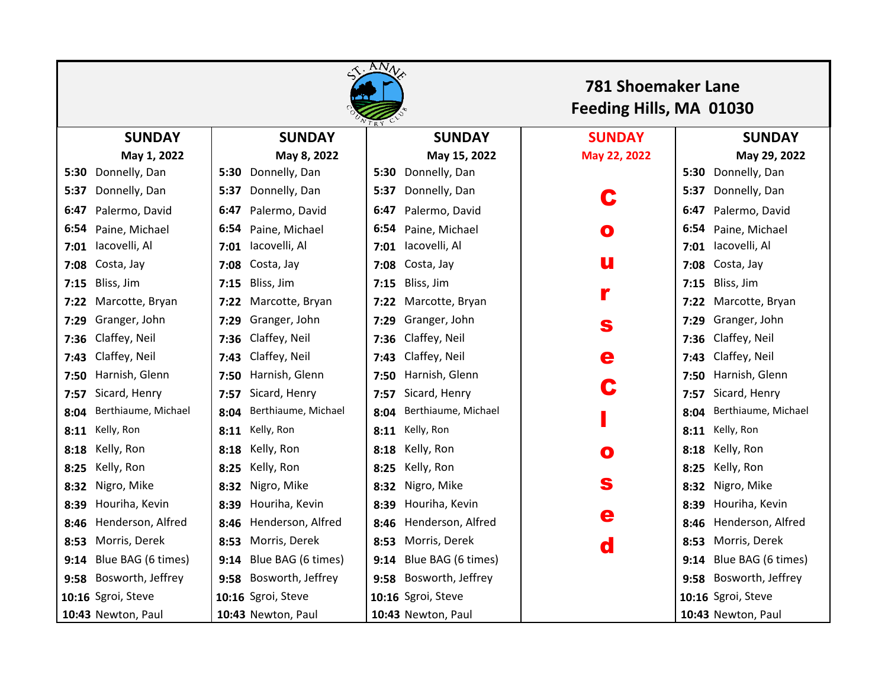781 Shoemaker Lane
Feeding Hills, MA 01030

| SUNDAY May 1, 2022 | SUNDAY May 8, 2022 | SUNDAY May 15, 2022 | SUNDAY May 22, 2022 | SUNDAY May 29, 2022 |
|---|---|---|---|---|
| **5:30** Donnelly, Dan | **5:30** Donnelly, Dan | **5:30** Donnelly, Dan | Course Closed | **5:30** Donnelly, Dan |
| **5:37** Donnelly, Dan | **5:37** Donnelly, Dan | **5:37** Donnelly, Dan | | **5:37** Donnelly, Dan |
| **6:47** Palermo, David | **6:47** Palermo, David | **6:47** Palermo, David | | **6:47** Palermo, David |
| **6:54** Paine, Michael | **6:54** Paine, Michael | **6:54** Paine, Michael | | **6:54** Paine, Michael |
| **7:01** Iacovelli, Al | **7:01** Iacovelli, Al | **7:01** Iacovelli, Al | | **7:01** Iacovelli, Al |
| **7:08** Costa, Jay | **7:08** Costa, Jay | **7:08** Costa, Jay | | **7:08** Costa, Jay |
| **7:15** Bliss, Jim | **7:15** Bliss, Jim | **7:15** Bliss, Jim | | **7:15** Bliss, Jim |
| **7:22** Marcotte, Bryan | **7:22** Marcotte, Bryan | **7:22** Marcotte, Bryan | | **7:22** Marcotte, Bryan |
| **7:29** Granger, John | **7:29** Granger, John | **7:29** Granger, John | | **7:29** Granger, John |
| **7:36** Claffey, Neil | **7:36** Claffey, Neil | **7:36** Claffey, Neil | | **7:36** Claffey, Neil |
| **7:43** Claffey, Neil | **7:43** Claffey, Neil | **7:43** Claffey, Neil | | **7:43** Claffey, Neil |
| **7:50** Harnish, Glenn | **7:50** Harnish, Glenn | **7:50** Harnish, Glenn | | **7:50** Harnish, Glenn |
| **7:57** Sicard, Henry | **7:57** Sicard, Henry | **7:57** Sicard, Henry | | **7:57** Sicard, Henry |
| **8:04** Berthiaume, Michael | **8:04** Berthiaume, Michael | **8:04** Berthiaume, Michael | | **8:04** Berthiaume, Michael |
| **8:11** Kelly, Ron | **8:11** Kelly, Ron | **8:11** Kelly, Ron | | **8:11** Kelly, Ron |
| **8:18** Kelly, Ron | **8:18** Kelly, Ron | **8:18** Kelly, Ron | | **8:18** Kelly, Ron |
| **8:25** Kelly, Ron | **8:25** Kelly, Ron | **8:25** Kelly, Ron | | **8:25** Kelly, Ron |
| **8:32** Nigro, Mike | **8:32** Nigro, Mike | **8:32** Nigro, Mike | | **8:32** Nigro, Mike |
| **8:39** Houriha, Kevin | **8:39** Houriha, Kevin | **8:39** Houriha, Kevin | | **8:39** Houriha, Kevin |
| **8:46** Henderson, Alfred | **8:46** Henderson, Alfred | **8:46** Henderson, Alfred | | **8:46** Henderson, Alfred |
| **8:53** Morris, Derek | **8:53** Morris, Derek | **8:53** Morris, Derek | | **8:53** Morris, Derek |
| **9:14** Blue BAG (6 times) | **9:14** Blue BAG (6 times) | **9:14** Blue BAG (6 times) | | **9:14** Blue BAG (6 times) |
| **9:58** Bosworth, Jeffrey | **9:58** Bosworth, Jeffrey | **9:58** Bosworth, Jeffrey | | **9:58** Bosworth, Jeffrey |
| **10:16** Sgroi, Steve | **10:16** Sgroi, Steve | **10:16** Sgroi, Steve | | **10:16** Sgroi, Steve |
| **10:43** Newton, Paul | **10:43** Newton, Paul | **10:43** Newton, Paul | | **10:43** Newton, Paul |